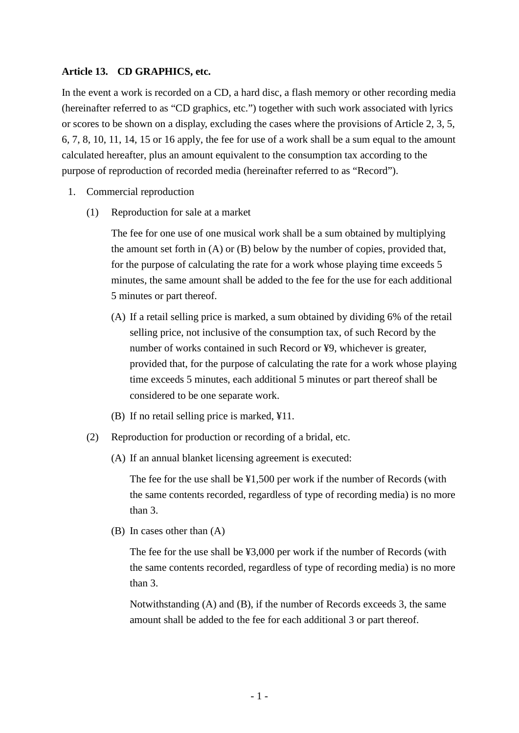**Article 13. CD GRAPHICS, etc.**

In the event a work is recorded on a CD, a hard disc, a flash memory or other recording media (hereinafter referred to as "CD graphics, etc.") together with such work associated with lyrics or scores to be shown on a display, excluding the cases where the provisions of Article 2, 3, 5, 6, 7, 8, 10, 11, 14, 15 or 16 apply, the fee for use of a work shall be a sum equal to the amount calculated hereafter, plus an amount equivalent to the consumption tax according to the purpose of reproduction of recorded media (hereinafter referred to as "Record").

1. Commercial reproduction

   (1) Reproduction for sale at a market

   The fee for one use of one musical work shall be a sum obtained by multiplying the amount set forth in (A) or (B) below by the number of copies, provided that, for the purpose of calculating the rate for a work whose playing time exceeds 5 minutes, the same amount shall be added to the fee for the use for each additional 5 minutes or part thereof.

   (A) If a retail selling price is marked, a sum obtained by dividing 6% of the retail selling price, not inclusive of the consumption tax, of such Record by the number of works contained in such Record or ¥9, whichever is greater, provided that, for the purpose of calculating the rate for a work whose playing time exceeds 5 minutes, each additional 5 minutes or part thereof shall be considered to be one separate work.

   (B) If no retail selling price is marked, ¥11.

   (2) Reproduction for production or recording of a bridal, etc.

   (A) If an annual blanket licensing agreement is executed:

   The fee for the use shall be ¥1,500 per work if the number of Records (with the same contents recorded, regardless of type of recording media) is no more than 3.

   (B) In cases other than (A)

   The fee for the use shall be ¥3,000 per work if the number of Records (with the same contents recorded, regardless of type of recording media) is no more than 3.

   Notwithstanding (A) and (B), if the number of Records exceeds 3, the same amount shall be added to the fee for each additional 3 or part thereof.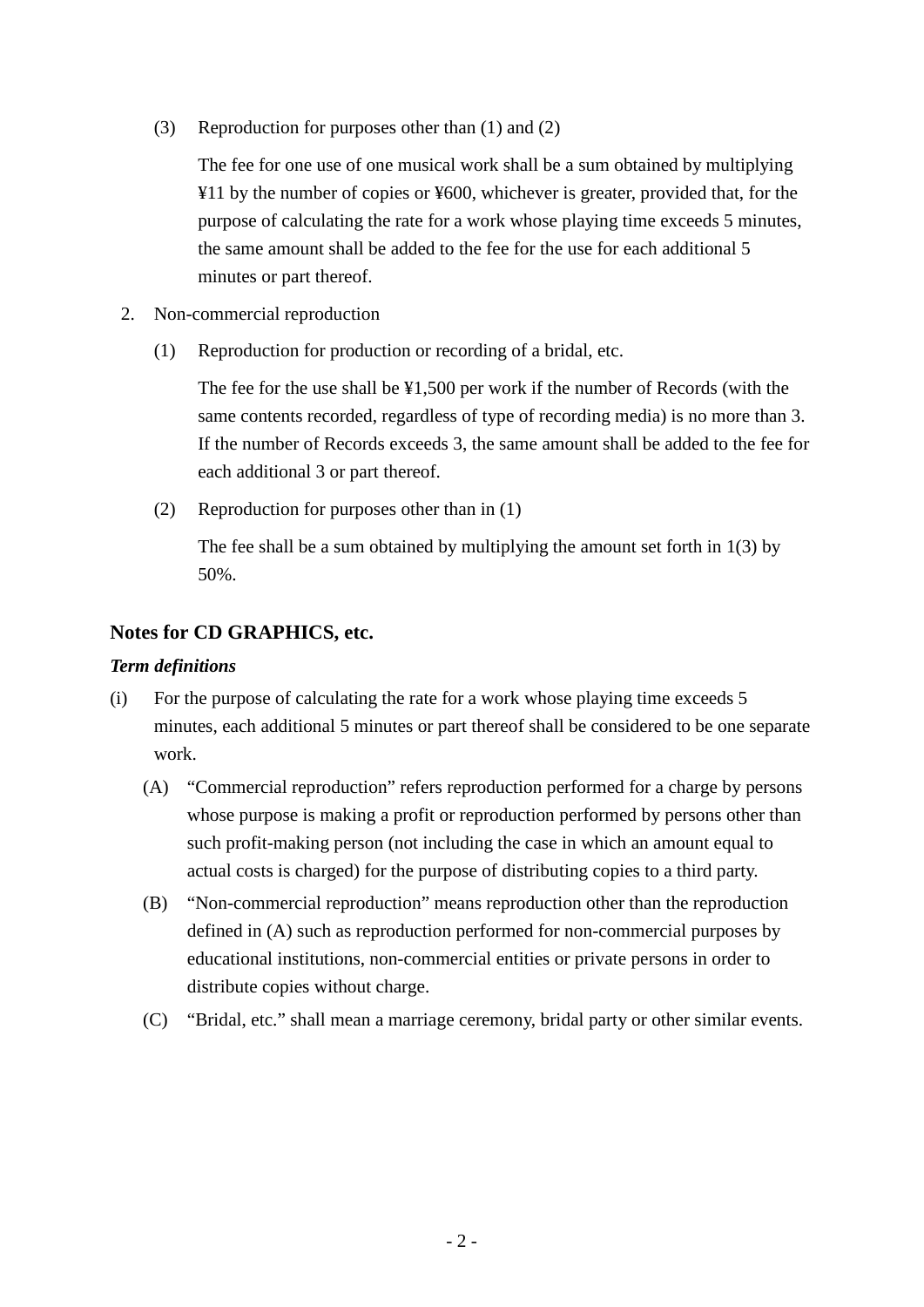(3) Reproduction for purposes other than (1) and (2)

The fee for one use of one musical work shall be a sum obtained by multiplying ¥11 by the number of copies or ¥600, whichever is greater, provided that, for the purpose of calculating the rate for a work whose playing time exceeds 5 minutes, the same amount shall be added to the fee for the use for each additional 5 minutes or part thereof.

2. Non-commercial reproduction

(1) Reproduction for production or recording of a bridal, etc.

The fee for the use shall be ¥1,500 per work if the number of Records (with the same contents recorded, regardless of type of recording media) is no more than 3. If the number of Records exceeds 3, the same amount shall be added to the fee for each additional 3 or part thereof.

(2) Reproduction for purposes other than in (1)

The fee shall be a sum obtained by multiplying the amount set forth in 1(3) by 50%.

### Notes for CD GRAPHICS, etc.

***Term definitions***

(i) For the purpose of calculating the rate for a work whose playing time exceeds 5 minutes, each additional 5 minutes or part thereof shall be considered to be one separate work.

(A) “Commercial reproduction” refers reproduction performed for a charge by persons whose purpose is making a profit or reproduction performed by persons other than such profit-making person (not including the case in which an amount equal to actual costs is charged) for the purpose of distributing copies to a third party.

(B) “Non-commercial reproduction” means reproduction other than the reproduction defined in (A) such as reproduction performed for non-commercial purposes by educational institutions, non-commercial entities or private persons in order to distribute copies without charge.

(C) “Bridal, etc.” shall mean a marriage ceremony, bridal party or other similar events.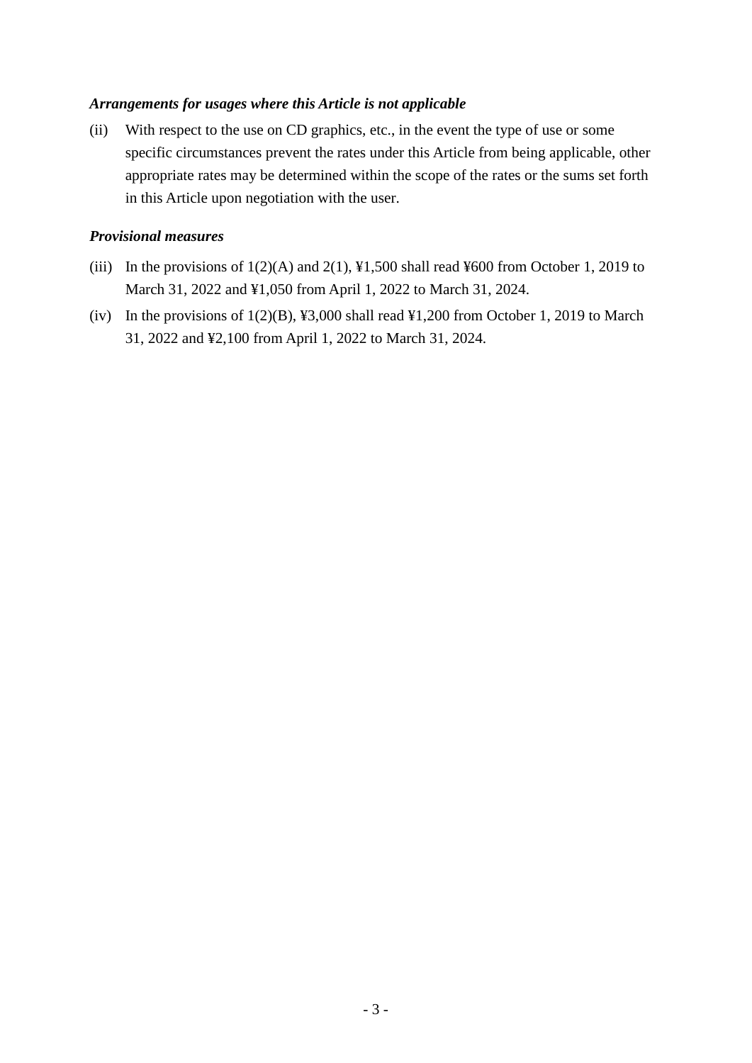***Arrangements for usages where this Article is not applicable***

(ii) With respect to the use on CD graphics, etc., in the event the type of use or some specific circumstances prevent the rates under this Article from being applicable, other appropriate rates may be determined within the scope of the rates or the sums set forth in this Article upon negotiation with the user.

***Provisional measures***

(iii) In the provisions of 1(2)(A) and 2(1), ¥1,500 shall read ¥600 from October 1, 2019 to March 31, 2022 and ¥1,050 from April 1, 2022 to March 31, 2024.

(iv) In the provisions of 1(2)(B), ¥3,000 shall read ¥1,200 from October 1, 2019 to March 31, 2022 and ¥2,100 from April 1, 2022 to March 31, 2024.